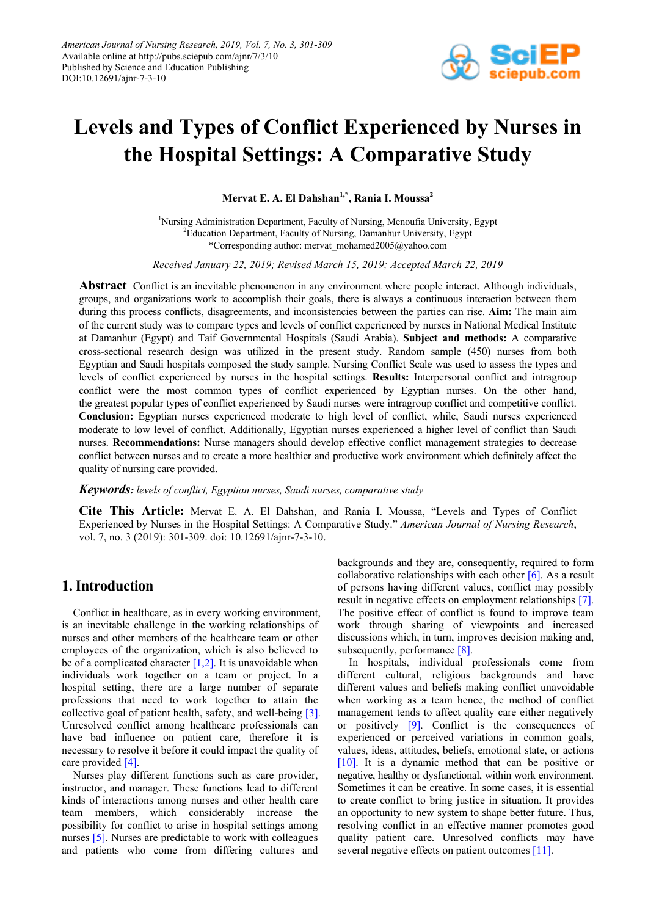American Journal of Nursing Research, 2019, Vol. 7, No. 3, 301-309
Available online at http://pubs.sciepub.com/ajnr/7/3/10
Published by Science and Education Publishing
DOI:10.12691/ajnr-7-3-10

# Levels and Types of Conflict Experienced by Nurses in the Hospital Settings: A Comparative Study

**Mervat E. A. El Dahshan[1,*], Rania I. Moussa[2]**

[1]Nursing Administration Department, Faculty of Nursing, Menoufia University, Egypt
[2]Education Department, Faculty of Nursing, Damanhur University, Egypt
*Corresponding author: mervat_mohamed2005@yahoo.com

*Received January 22, 2019; Revised March 15, 2019; Accepted March 22, 2019*

**Abstract** Conflict is an inevitable phenomenon in any environment where people interact. Although individuals, groups, and organizations work to accomplish their goals, there is always a continuous interaction between them during this process conflicts, disagreements, and inconsistencies between the parties can rise. **Aim:** The main aim of the current study was to compare types and levels of conflict experienced by nurses in National Medical Institute at Damanhur (Egypt) and Taif Governmental Hospitals (Saudi Arabia). **Subject and methods:** A comparative cross-sectional research design was utilized in the present study. Random sample (450) nurses from both Egyptian and Saudi hospitals composed the study sample. Nursing Conflict Scale was used to assess the types and levels of conflict experienced by nurses in the hospital settings. **Results:** Interpersonal conflict and intragroup conflict were the most common types of conflict experienced by Egyptian nurses. On the other hand, the greatest popular types of conflict experienced by Saudi nurses were intragroup conflict and competitive conflict. **Conclusion:** Egyptian nurses experienced moderate to high level of conflict, while, Saudi nurses experienced moderate to low level of conflict. Additionally, Egyptian nurses experienced a higher level of conflict than Saudi nurses. **Recommendations:** Nurse managers should develop effective conflict management strategies to decrease conflict between nurses and to create a more healthier and productive work environment which definitely affect the quality of nursing care provided.

***Keywords:*** *levels of conflict, Egyptian nurses, Saudi nurses, comparative study*

**Cite This Article:** Mervat E. A. El Dahshan, and Rania I. Moussa, "Levels and Types of Conflict Experienced by Nurses in the Hospital Settings: A Comparative Study." *American Journal of Nursing Research*, vol. 7, no. 3 (2019): 301-309. doi: 10.12691/ajnr-7-3-10.

## 1. Introduction

Conflict in healthcare, as in every working environment, is an inevitable challenge in the working relationships of nurses and other members of the healthcare team or other employees of the organization, which is also believed to be of a complicated character [1,2]. It is unavoidable when individuals work together on a team or project. In a hospital setting, there are a large number of separate professions that need to work together to attain the collective goal of patient health, safety, and well-being [3]. Unresolved conflict among healthcare professionals can have bad influence on patient care, therefore it is necessary to resolve it before it could impact the quality of care provided [4].

Nurses play different functions such as care provider, instructor, and manager. These functions lead to different kinds of interactions among nurses and other health care team members, which considerably increase the possibility for conflict to arise in hospital settings among nurses [5]. Nurses are predictable to work with colleagues and patients who come from differing cultures and backgrounds and they are, consequently, required to form collaborative relationships with each other [6]. As a result of persons having different values, conflict may possibly result in negative effects on employment relationships [7]. The positive effect of conflict is found to improve team work through sharing of viewpoints and increased discussions which, in turn, improves decision making and, subsequently, performance [8].

In hospitals, individual professionals come from different cultural, religious backgrounds and have different values and beliefs making conflict unavoidable when working as a team hence, the method of conflict management tends to affect quality care either negatively or positively [9]. Conflict is the consequences of experienced or perceived variations in common goals, values, ideas, attitudes, beliefs, emotional state, or actions [10]. It is a dynamic method that can be positive or negative, healthy or dysfunctional, within work environment. Sometimes it can be creative. In some cases, it is essential to create conflict to bring justice in situation. It provides an opportunity to new system to shape better future. Thus, resolving conflict in an effective manner promotes good quality patient care. Unresolved conflicts may have several negative effects on patient outcomes [11].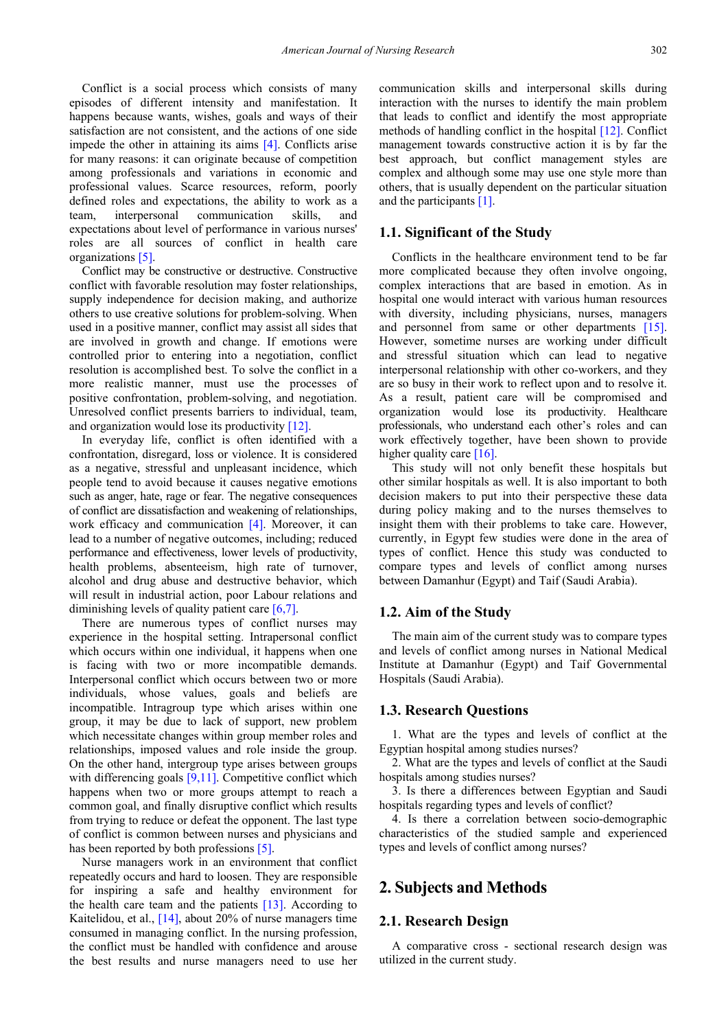Conflict is a social process which consists of many episodes of different intensity and manifestation. It happens because wants, wishes, goals and ways of their satisfaction are not consistent, and the actions of one side impede the other in attaining its aims [4]. Conflicts arise for many reasons: it can originate because of competition among professionals and variations in economic and professional values. Scarce resources, reform, poorly defined roles and expectations, the ability to work as a team, interpersonal communication skills, and expectations about level of performance in various nurses' roles are all sources of conflict in health care organizations [5].

Conflict may be constructive or destructive. Constructive conflict with favorable resolution may foster relationships, supply independence for decision making, and authorize others to use creative solutions for problem-solving. When used in a positive manner, conflict may assist all sides that are involved in growth and change. If emotions were controlled prior to entering into a negotiation, conflict resolution is accomplished best. To solve the conflict in a more realistic manner, must use the processes of positive confrontation, problem-solving, and negotiation. Unresolved conflict presents barriers to individual, team, and organization would lose its productivity [12].

In everyday life, conflict is often identified with a confrontation, disregard, loss or violence. It is considered as a negative, stressful and unpleasant incidence, which people tend to avoid because it causes negative emotions such as anger, hate, rage or fear. The negative consequences of conflict are dissatisfaction and weakening of relationships, work efficacy and communication [4]. Moreover, it can lead to a number of negative outcomes, including; reduced performance and effectiveness, lower levels of productivity, health problems, absenteeism, high rate of turnover, alcohol and drug abuse and destructive behavior, which will result in industrial action, poor Labour relations and diminishing levels of quality patient care [6,7].

There are numerous types of conflict nurses may experience in the hospital setting. Intrapersonal conflict which occurs within one individual, it happens when one is facing with two or more incompatible demands. Interpersonal conflict which occurs between two or more individuals, whose values, goals and beliefs are incompatible. Intragroup type which arises within one group, it may be due to lack of support, new problem which necessitate changes within group member roles and relationships, imposed values and role inside the group. On the other hand, intergroup type arises between groups with differencing goals [9,11]. Competitive conflict which happens when two or more groups attempt to reach a common goal, and finally disruptive conflict which results from trying to reduce or defeat the opponent. The last type of conflict is common between nurses and physicians and has been reported by both professions [5].

Nurse managers work in an environment that conflict repeatedly occurs and hard to loosen. They are responsible for inspiring a safe and healthy environment for the health care team and the patients [13]. According to Kaitelidou, et al., [14], about 20% of nurse managers time consumed in managing conflict. In the nursing profession, the conflict must be handled with confidence and arouse the best results and nurse managers need to use her communication skills and interpersonal skills during interaction with the nurses to identify the main problem that leads to conflict and identify the most appropriate methods of handling conflict in the hospital [12]. Conflict management towards constructive action it is by far the best approach, but conflict management styles are complex and although some may use one style more than others, that is usually dependent on the particular situation and the participants [1].

### 1.1. Significant of the Study

Conflicts in the healthcare environment tend to be far more complicated because they often involve ongoing, complex interactions that are based in emotion. As in hospital one would interact with various human resources with diversity, including physicians, nurses, managers and personnel from same or other departments [15]. However, sometime nurses are working under difficult and stressful situation which can lead to negative interpersonal relationship with other co-workers, and they are so busy in their work to reflect upon and to resolve it. As a result, patient care will be compromised and organization would lose its productivity. Healthcare professionals, who understand each other's roles and can work effectively together, have been shown to provide higher quality care [16].

This study will not only benefit these hospitals but other similar hospitals as well. It is also important to both decision makers to put into their perspective these data during policy making and to the nurses themselves to insight them with their problems to take care. However, currently, in Egypt few studies were done in the area of types of conflict. Hence this study was conducted to compare types and levels of conflict among nurses between Damanhur (Egypt) and Taif (Saudi Arabia).

### 1.2. Aim of the Study

The main aim of the current study was to compare types and levels of conflict among nurses in National Medical Institute at Damanhur (Egypt) and Taif Governmental Hospitals (Saudi Arabia).

### 1.3. Research Questions

1. What are the types and levels of conflict at the Egyptian hospital among studies nurses?
2. What are the types and levels of conflict at the Saudi hospitals among studies nurses?
3. Is there a differences between Egyptian and Saudi hospitals regarding types and levels of conflict?
4. Is there a correlation between socio-demographic characteristics of the studied sample and experienced types and levels of conflict among nurses?

## 2. Subjects and Methods

### 2.1. Research Design

A comparative cross - sectional research design was utilized in the current study.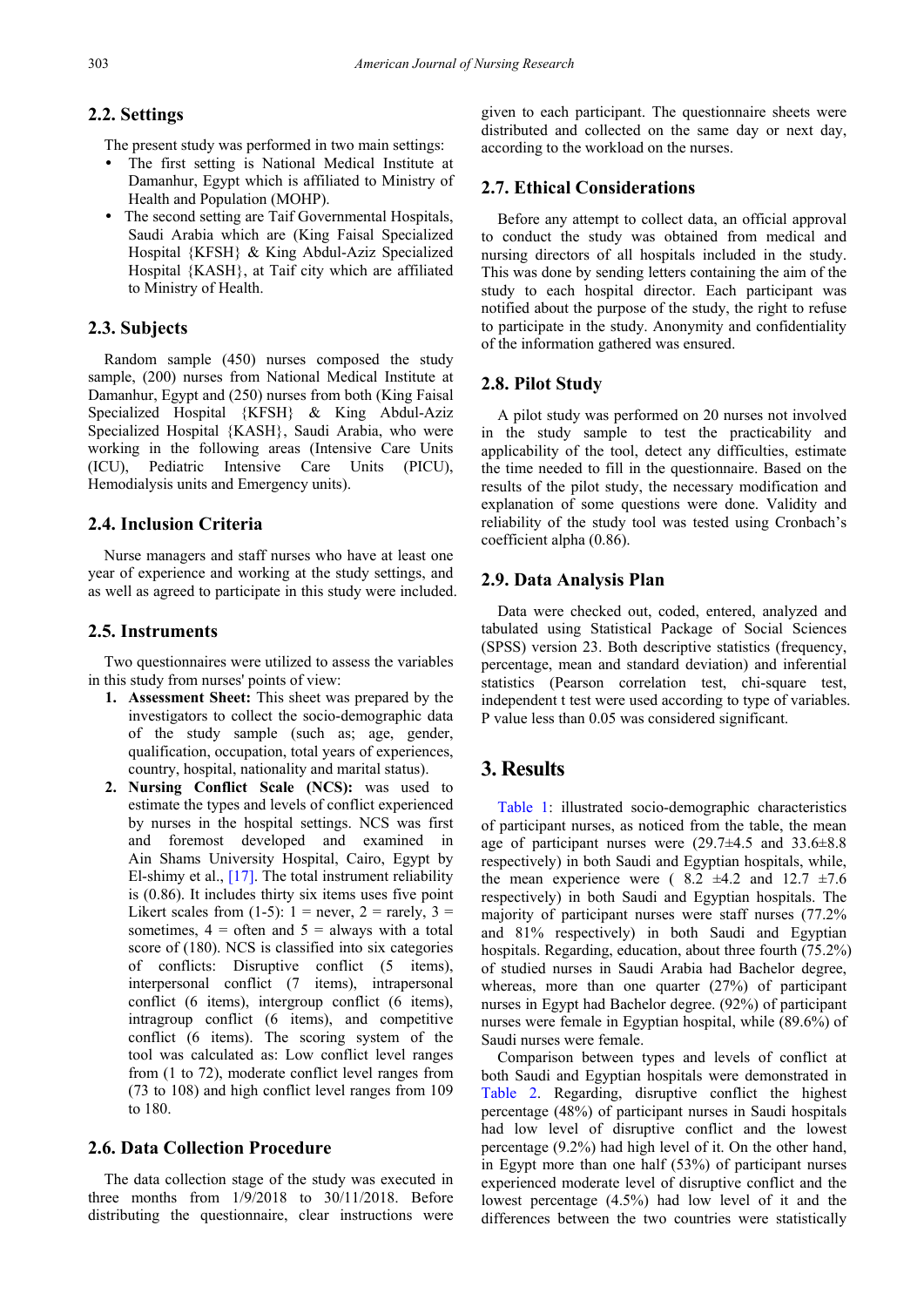## 2.2. Settings

The present study was performed in two main settings:

- The first setting is National Medical Institute at Damanhur, Egypt which is affiliated to Ministry of Health and Population (MOHP).
- The second setting are Taif Governmental Hospitals, Saudi Arabia which are (King Faisal Specialized Hospital {KFSH} & King Abdul-Aziz Specialized Hospital {KASH}, at Taif city which are affiliated to Ministry of Health.

## 2.3. Subjects

Random sample (450) nurses composed the study sample, (200) nurses from National Medical Institute at Damanhur, Egypt and (250) nurses from both (King Faisal Specialized Hospital {KFSH} & King Abdul-Aziz Specialized Hospital {KASH}, Saudi Arabia, who were working in the following areas (Intensive Care Units (ICU), Pediatric Intensive Care Units (PICU), Hemodialysis units and Emergency units).

## 2.4. Inclusion Criteria

Nurse managers and staff nurses who have at least one year of experience and working at the study settings, and as well as agreed to participate in this study were included.

## 2.5. Instruments

Two questionnaires were utilized to assess the variables in this study from nurses' points of view:

1. **Assessment Sheet:** This sheet was prepared by the investigators to collect the socio-demographic data of the study sample (such as; age, gender, qualification, occupation, total years of experiences, country, hospital, nationality and marital status).
2. **Nursing Conflict Scale (NCS):** was used to estimate the types and levels of conflict experienced by nurses in the hospital settings. NCS was first and foremost developed and examined in Ain Shams University Hospital, Cairo, Egypt by El-shimy et al., [17]. The total instrument reliability is (0.86). It includes thirty six items uses five point Likert scales from (1-5): 1 = never, 2 = rarely, 3 = sometimes, 4 = often and 5 = always with a total score of (180). NCS is classified into six categories of conflicts: Disruptive conflict (5 items), interpersonal conflict (7 items), intrapersonal conflict (6 items), intergroup conflict (6 items), intragroup conflict (6 items), and competitive conflict (6 items). The scoring system of the tool was calculated as: Low conflict level ranges from (1 to 72), moderate conflict level ranges from (73 to 108) and high conflict level ranges from 109 to 180.

## 2.6. Data Collection Procedure

The data collection stage of the study was executed in three months from 1/9/2018 to 30/11/2018. Before distributing the questionnaire, clear instructions were given to each participant. The questionnaire sheets were distributed and collected on the same day or next day, according to the workload on the nurses.

## 2.7. Ethical Considerations

Before any attempt to collect data, an official approval to conduct the study was obtained from medical and nursing directors of all hospitals included in the study. This was done by sending letters containing the aim of the study to each hospital director. Each participant was notified about the purpose of the study, the right to refuse to participate in the study. Anonymity and confidentiality of the information gathered was ensured.

## 2.8. Pilot Study

A pilot study was performed on 20 nurses not involved in the study sample to test the practicability and applicability of the tool, detect any difficulties, estimate the time needed to fill in the questionnaire. Based on the results of the pilot study, the necessary modification and explanation of some questions were done. Validity and reliability of the study tool was tested using Cronbach's coefficient alpha (0.86).

## 2.9. Data Analysis Plan

Data were checked out, coded, entered, analyzed and tabulated using Statistical Package of Social Sciences (SPSS) version 23. Both descriptive statistics (frequency, percentage, mean and standard deviation) and inferential statistics (Pearson correlation test, chi-square test, independent t test were used according to type of variables. P value less than 0.05 was considered significant.

# 3. Results

Table 1: illustrated socio-demographic characteristics of participant nurses, as noticed from the table, the mean age of participant nurses were (29.7±4.5 and 33.6±8.8 respectively) in both Saudi and Egyptian hospitals, while, the mean experience were ( 8.2 ±4.2 and 12.7 ±7.6 respectively) in both Saudi and Egyptian hospitals. The majority of participant nurses were staff nurses (77.2% and 81% respectively) in both Saudi and Egyptian hospitals. Regarding, education, about three fourth (75.2%) of studied nurses in Saudi Arabia had Bachelor degree, whereas, more than one quarter (27%) of participant nurses in Egypt had Bachelor degree. (92%) of participant nurses were female in Egyptian hospital, while (89.6%) of Saudi nurses were female.

Comparison between types and levels of conflict at both Saudi and Egyptian hospitals were demonstrated in Table 2. Regarding, disruptive conflict the highest percentage (48%) of participant nurses in Saudi hospitals had low level of disruptive conflict and the lowest percentage (9.2%) had high level of it. On the other hand, in Egypt more than one half (53%) of participant nurses experienced moderate level of disruptive conflict and the lowest percentage (4.5%) had low level of it and the differences between the two countries were statistically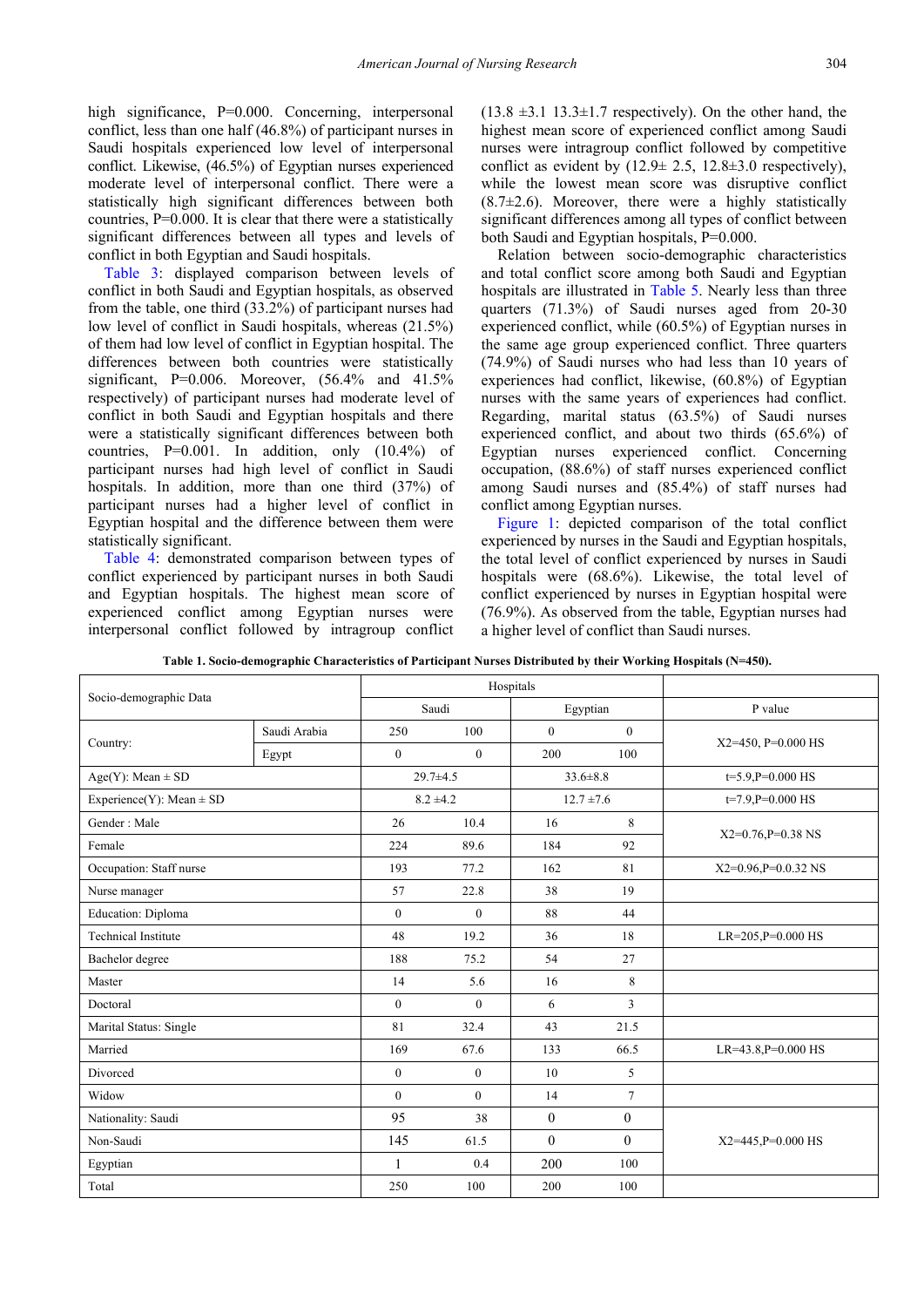high significance, P=0.000. Concerning, interpersonal conflict, less than one half (46.8%) of participant nurses in Saudi hospitals experienced low level of interpersonal conflict. Likewise, (46.5%) of Egyptian nurses experienced moderate level of interpersonal conflict. There were a statistically high significant differences between both countries, P=0.000. It is clear that there were a statistically significant differences between all types and levels of conflict in both Egyptian and Saudi hospitals.

Table 3: displayed comparison between levels of conflict in both Saudi and Egyptian hospitals, as observed from the table, one third (33.2%) of participant nurses had low level of conflict in Saudi hospitals, whereas (21.5%) of them had low level of conflict in Egyptian hospital. The differences between both countries were statistically significant, P=0.006. Moreover, (56.4% and 41.5% respectively) of participant nurses had moderate level of conflict in both Saudi and Egyptian hospitals and there were a statistically significant differences between both countries, P=0.001. In addition, only (10.4%) of participant nurses had high level of conflict in Saudi hospitals. In addition, more than one third (37%) of participant nurses had a higher level of conflict in Egyptian hospital and the difference between them were statistically significant.

Table 4: demonstrated comparison between types of conflict experienced by participant nurses in both Saudi and Egyptian hospitals. The highest mean score of experienced conflict among Egyptian nurses were interpersonal conflict followed by intragroup conflict (13.8 ±3.1 13.3±1.7 respectively). On the other hand, the highest mean score of experienced conflict among Saudi nurses were intragroup conflict followed by competitive conflict as evident by (12.9± 2.5, 12.8±3.0 respectively), while the lowest mean score was disruptive conflict (8.7±2.6). Moreover, there were a highly statistically significant differences among all types of conflict between both Saudi and Egyptian hospitals, P=0.000.

Relation between socio-demographic characteristics and total conflict score among both Saudi and Egyptian hospitals are illustrated in Table 5. Nearly less than three quarters (71.3%) of Saudi nurses aged from 20-30 experienced conflict, while (60.5%) of Egyptian nurses in the same age group experienced conflict. Three quarters (74.9%) of Saudi nurses who had less than 10 years of experiences had conflict, likewise, (60.8%) of Egyptian nurses with the same years of experiences had conflict. Regarding, marital status (63.5%) of Saudi nurses experienced conflict, and about two thirds (65.6%) of Egyptian nurses experienced conflict. Concerning occupation, (88.6%) of staff nurses experienced conflict among Saudi nurses and (85.4%) of staff nurses had conflict among Egyptian nurses.

Figure 1: depicted comparison of the total conflict experienced by nurses in the Saudi and Egyptian hospitals, the total level of conflict experienced by nurses in Saudi hospitals were (68.6%). Likewise, the total level of conflict experienced by nurses in Egyptian hospital were (76.9%). As observed from the table, Egyptian nurses had a higher level of conflict than Saudi nurses.

**Table 1. Socio-demographic Characteristics of Participant Nurses Distributed by their Working Hospitals (N=450).**

| Socio-demographic Data | | Hospitals | | | | |
|---|---|---|---|---|---|---|
| | | Saudi | | Egyptian | | P value |
| Country: | Saudi Arabia | 250 | 100 | 0 | 0 | X2=450, P=0.000 HS |
| | Egypt | 0 | 0 | 200 | 100 | |
| Age(Y): Mean ± SD | | 29.7±4.5 | | 33.6±8.8 | | t=5.9,P=0.000 HS |
| Experience(Y): Mean ± SD | | 8.2 ±4.2 | | 12.7 ±7.6 | | t=7.9,P=0.000 HS |
| Gender : Male | | 26 | 10.4 | 16 | 8 | X2=0.76,P=0.38 NS |
| Female | | 224 | 89.6 | 184 | 92 | |
| Occupation: Staff nurse | | 193 | 77.2 | 162 | 81 | X2=0.96,P=0.0.32 NS |
| Nurse manager | | 57 | 22.8 | 38 | 19 | |
| Education: Diploma | | 0 | 0 | 88 | 44 | |
| Technical Institute | | 48 | 19.2 | 36 | 18 | LR=205,P=0.000 HS |
| Bachelor degree | | 188 | 75.2 | 54 | 27 | |
| Master | | 14 | 5.6 | 16 | 8 | |
| Doctoral | | 0 | 0 | 6 | 3 | |
| Marital Status: Single | | 81 | 32.4 | 43 | 21.5 | |
| Married | | 169 | 67.6 | 133 | 66.5 | LR=43.8,P=0.000 HS |
| Divorced | | 0 | 0 | 10 | 5 | |
| Widow | | 0 | 0 | 14 | 7 | |
| Nationality: Saudi | | 95 | 38 | 0 | 0 | X2=445,P=0.000 HS |
| Non-Saudi | | 145 | 61.5 | 0 | 0 | |
| Egyptian | | 1 | 0.4 | 200 | 100 | |
| Total | | 250 | 100 | 200 | 100 | |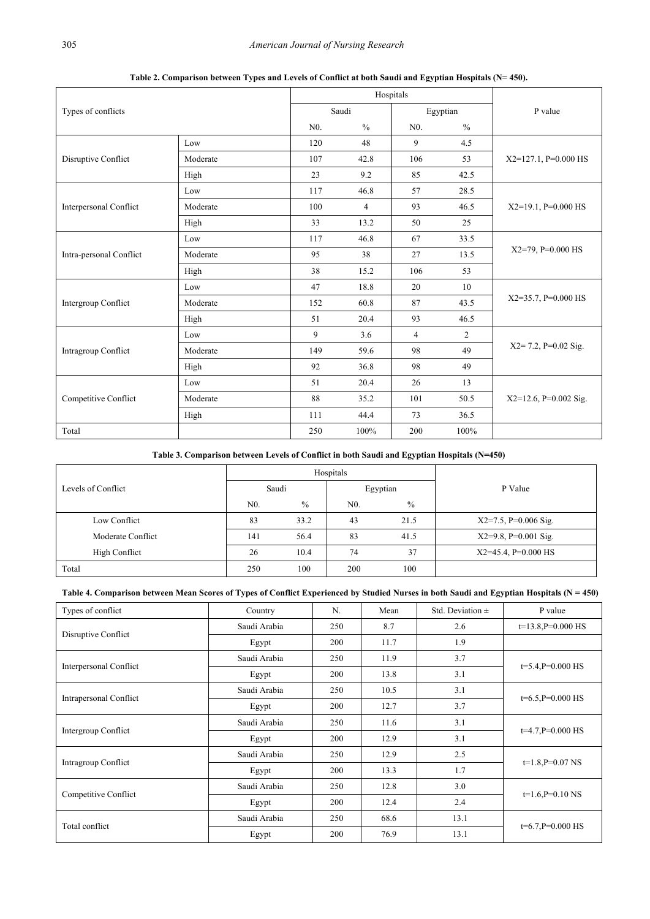**Table 2. Comparison between Types and Levels of Conflict at both Saudi and Egyptian Hospitals (N= 450).**

| Types of conflicts | | Hospitals | | | | P value |
|---|---|---|---|---|---|---|
| | | Saudi | | Egyptian | | |
| | | N0. | % | N0. | % | |
| Disruptive Conflict | Low | 120 | 48 | 9 | 4.5 | X2=127.1, P=0.000 HS |
| | Moderate | 107 | 42.8 | 106 | 53 | |
| | High | 23 | 9.2 | 85 | 42.5 | |
| Interpersonal Conflict | Low | 117 | 46.8 | 57 | 28.5 | X2=19.1, P=0.000 HS |
| | Moderate | 100 | 4 | 93 | 46.5 | |
| | High | 33 | 13.2 | 50 | 25 | |
| Intra-personal Conflict | Low | 117 | 46.8 | 67 | 33.5 | X2=79, P=0.000 HS |
| | Moderate | 95 | 38 | 27 | 13.5 | |
| | High | 38 | 15.2 | 106 | 53 | |
| Intergroup Conflict | Low | 47 | 18.8 | 20 | 10 | X2=35.7, P=0.000 HS |
| | Moderate | 152 | 60.8 | 87 | 43.5 | |
| | High | 51 | 20.4 | 93 | 46.5 | |
| Intragroup Conflict | Low | 9 | 3.6 | 4 | 2 | X2= 7.2, P=0.02 Sig. |
| | Moderate | 149 | 59.6 | 98 | 49 | |
| | High | 92 | 36.8 | 98 | 49 | |
| Competitive Conflict | Low | 51 | 20.4 | 26 | 13 | X2=12.6, P=0.002 Sig. |
| | Moderate | 88 | 35.2 | 101 | 50.5 | |
| | High | 111 | 44.4 | 73 | 36.5 | |
| Total | | 250 | 100% | 200 | 100% | |

**Table 3. Comparison between Levels of Conflict in both Saudi and Egyptian Hospitals (N=450)**

| Levels of Conflict | Hospitals | | | | P Value |
|---|---|---|---|---|---|
| | Saudi | | Egyptian | | |
| | N0. | % | N0. | % | |
| Low Conflict | 83 | 33.2 | 43 | 21.5 | X2=7.5, P=0.006 Sig. |
| Moderate Conflict | 141 | 56.4 | 83 | 41.5 | X2=9.8, P=0.001 Sig. |
| High Conflict | 26 | 10.4 | 74 | 37 | X2=45.4, P=0.000 HS |
| Total | 250 | 100 | 200 | 100 | |

**Table 4. Comparison between Mean Scores of Types of Conflict Experienced by Studied Nurses in both Saudi and Egyptian Hospitals (N = 450)**

| Types of conflict | Country | N. | Mean | Std. Deviation ± | P value |
|---|---|---|---|---|---|
| Disruptive Conflict | Saudi Arabia | 250 | 8.7 | 2.6 | t=13.8,P=0.000 HS |
| | Egypt | 200 | 11.7 | 1.9 | |
| Interpersonal Conflict | Saudi Arabia | 250 | 11.9 | 3.7 | t=5.4,P=0.000 HS |
| | Egypt | 200 | 13.8 | 3.1 | |
| Intrapersonal Conflict | Saudi Arabia | 250 | 10.5 | 3.1 | t=6.5,P=0.000 HS |
| | Egypt | 200 | 12.7 | 3.7 | |
| Intergroup Conflict | Saudi Arabia | 250 | 11.6 | 3.1 | t=4.7,P=0.000 HS |
| | Egypt | 200 | 12.9 | 3.1 | |
| Intragroup Conflict | Saudi Arabia | 250 | 12.9 | 2.5 | t=1.8,P=0.07 NS |
| | Egypt | 200 | 13.3 | 1.7 | |
| Competitive Conflict | Saudi Arabia | 250 | 12.8 | 3.0 | t=1.6,P=0.10 NS |
| | Egypt | 200 | 12.4 | 2.4 | |
| Total conflict | Saudi Arabia | 250 | 68.6 | 13.1 | t=6.7,P=0.000 HS |
| | Egypt | 200 | 76.9 | 13.1 | |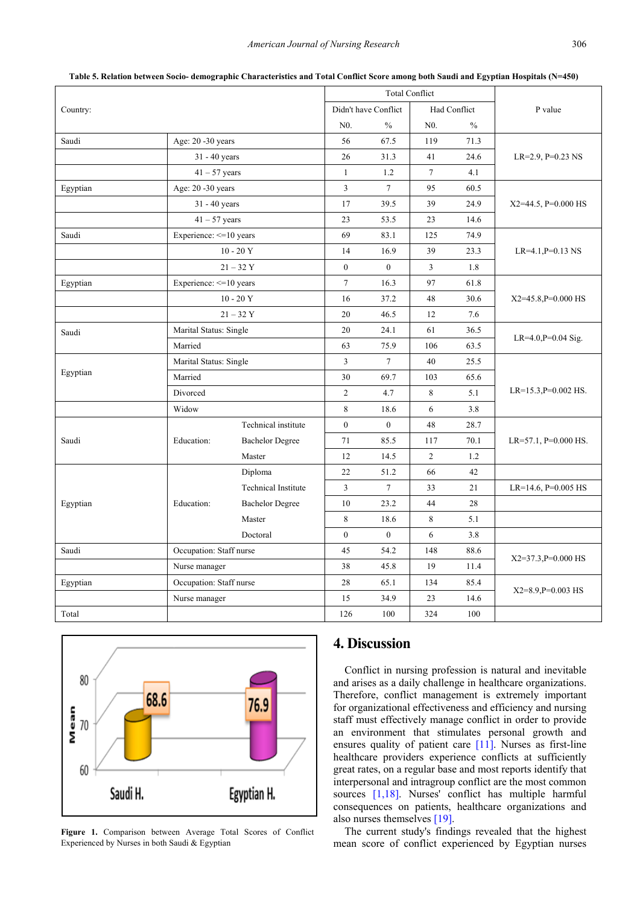**Table 5. Relation between Socio- demographic Characteristics and Total Conflict Score among both Saudi and Egyptian Hospitals (N=450)**

| Country: | | Total Conflict | | | | P value |
|---|---|---|---|---|---|---|
| | | Didn't have Conflict | | Had Conflict | | |
| | | N0. | % | N0. | % | |
| Saudi | Age: 20 -30 years | 56 | 67.5 | 119 | 71.3 | LR=2.9, P=0.23 NS |
| | 31 - 40 years | 26 | 31.3 | 41 | 24.6 | |
| | 41 – 57 years | 1 | 1.2 | 7 | 4.1 | |
| Egyptian | Age: 20 -30 years | 3 | 7 | 95 | 60.5 | X2=44.5, P=0.000 HS |
| | 31 - 40 years | 17 | 39.5 | 39 | 24.9 | |
| | 41 – 57 years | 23 | 53.5 | 23 | 14.6 | |
| Saudi | Experience: <=10 years | 69 | 83.1 | 125 | 74.9 | LR=4.1,P=0.13 NS |
| | 10 - 20 Y | 14 | 16.9 | 39 | 23.3 | |
| | 21 – 32 Y | 0 | 0 | 3 | 1.8 | |
| Egyptian | Experience: <=10 years | 7 | 16.3 | 97 | 61.8 | X2=45.8,P=0.000 HS |
| | 10 - 20 Y | 16 | 37.2 | 48 | 30.6 | |
| | 21 – 32 Y | 20 | 46.5 | 12 | 7.6 | |
| Saudi | Marital Status: Single | 20 | 24.1 | 61 | 36.5 | LR=4.0,P=0.04 Sig. |
| | Married | 63 | 75.9 | 106 | 63.5 | |
| Egyptian | Marital Status: Single | 3 | 7 | 40 | 25.5 | LR=15.3,P=0.002 HS. |
| | Married | 30 | 69.7 | 103 | 65.6 | |
| | Divorced | 2 | 4.7 | 8 | 5.1 | |
| | Widow | 8 | 18.6 | 6 | 3.8 | |
| Saudi | Education: Technical institute | 0 | 0 | 48 | 28.7 | LR=57.1, P=0.000 HS. |
| | Bachelor Degree | 71 | 85.5 | 117 | 70.1 | |
| | Master | 12 | 14.5 | 2 | 1.2 | |
| Egyptian | Education: Diploma | 22 | 51.2 | 66 | 42 | LR=14.6, P=0.005 HS |
| | Technical Institute | 3 | 7 | 33 | 21 | |
| | Bachelor Degree | 10 | 23.2 | 44 | 28 | |
| | Master | 8 | 18.6 | 8 | 5.1 | |
| | Doctoral | 0 | 0 | 6 | 3.8 | |
| Saudi | Occupation: Staff nurse | 45 | 54.2 | 148 | 88.6 | X2=37.3,P=0.000 HS |
| | Nurse manager | 38 | 45.8 | 19 | 11.4 | |
| Egyptian | Occupation: Staff nurse | 28 | 65.1 | 134 | 85.4 | X2=8.9,P=0.003 HS |
| | Nurse manager | 15 | 34.9 | 23 | 14.6 | |
| Total | | 126 | 100 | 324 | 100 | |

**Figure 1.** Comparison between Average Total Scores of Conflict Experienced by Nurses in both Saudi & Egyptian

## 4. Discussion

Conflict in nursing profession is natural and inevitable and arises as a daily challenge in healthcare organizations. Therefore, conflict management is extremely important for organizational effectiveness and efficiency and nursing staff must effectively manage conflict in order to provide an environment that stimulates personal growth and ensures quality of patient care [11]. Nurses as first-line healthcare providers experience conflicts at sufficiently great rates, on a regular base and most reports identify that interpersonal and intragroup conflict are the most common sources [1,18]. Nurses' conflict has multiple harmful consequences on patients, healthcare organizations and also nurses themselves [19].

The current study's findings revealed that the highest mean score of conflict experienced by Egyptian nurses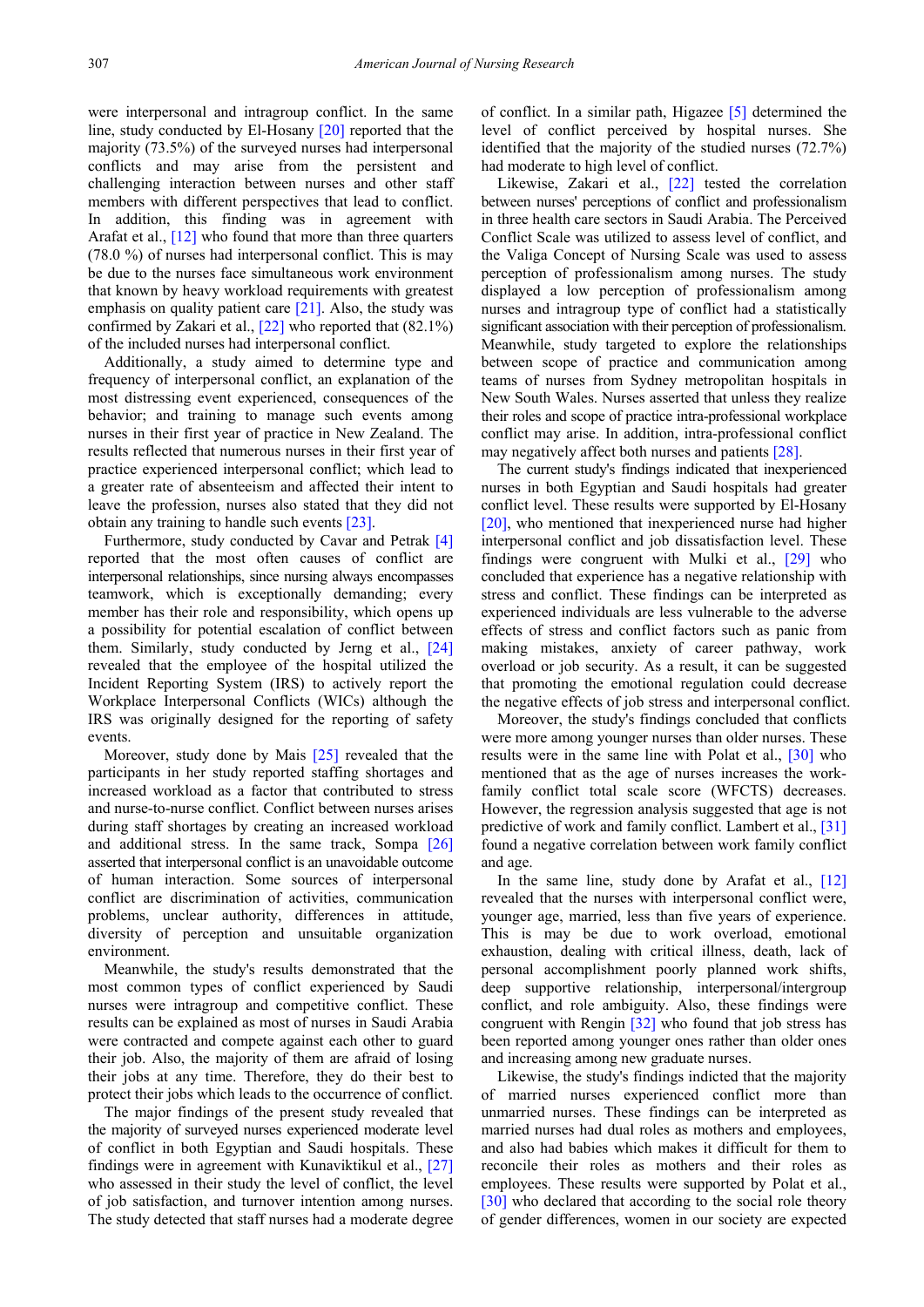were interpersonal and intragroup conflict. In the same line, study conducted by El-Hosany [20] reported that the majority (73.5%) of the surveyed nurses had interpersonal conflicts and may arise from the persistent and challenging interaction between nurses and other staff members with different perspectives that lead to conflict. In addition, this finding was in agreement with Arafat et al., [12] who found that more than three quarters (78.0 %) of nurses had interpersonal conflict. This is may be due to the nurses face simultaneous work environment that known by heavy workload requirements with greatest emphasis on quality patient care [21]. Also, the study was confirmed by Zakari et al., [22] who reported that (82.1%) of the included nurses had interpersonal conflict.

Additionally, a study aimed to determine type and frequency of interpersonal conflict, an explanation of the most distressing event experienced, consequences of the behavior; and training to manage such events among nurses in their first year of practice in New Zealand. The results reflected that numerous nurses in their first year of practice experienced interpersonal conflict; which lead to a greater rate of absenteeism and affected their intent to leave the profession, nurses also stated that they did not obtain any training to handle such events [23].

Furthermore, study conducted by Cavar and Petrak [4] reported that the most often causes of conflict are interpersonal relationships, since nursing always encompasses teamwork, which is exceptionally demanding; every member has their role and responsibility, which opens up a possibility for potential escalation of conflict between them. Similarly, study conducted by Jerng et al., [24] revealed that the employee of the hospital utilized the Incident Reporting System (IRS) to actively report the Workplace Interpersonal Conflicts (WICs) although the IRS was originally designed for the reporting of safety events.

Moreover, study done by Mais [25] revealed that the participants in her study reported staffing shortages and increased workload as a factor that contributed to stress and nurse-to-nurse conflict. Conflict between nurses arises during staff shortages by creating an increased workload and additional stress. In the same track, Sompa [26] asserted that interpersonal conflict is an unavoidable outcome of human interaction. Some sources of interpersonal conflict are discrimination of activities, communication problems, unclear authority, differences in attitude, diversity of perception and unsuitable organization environment.

Meanwhile, the study's results demonstrated that the most common types of conflict experienced by Saudi nurses were intragroup and competitive conflict. These results can be explained as most of nurses in Saudi Arabia were contracted and compete against each other to guard their job. Also, the majority of them are afraid of losing their jobs at any time. Therefore, they do their best to protect their jobs which leads to the occurrence of conflict.

The major findings of the present study revealed that the majority of surveyed nurses experienced moderate level of conflict in both Egyptian and Saudi hospitals. These findings were in agreement with Kunaviktikul et al., [27] who assessed in their study the level of conflict, the level of job satisfaction, and turnover intention among nurses. The study detected that staff nurses had a moderate degree of conflict. In a similar path, Higazee [5] determined the level of conflict perceived by hospital nurses. She identified that the majority of the studied nurses (72.7%) had moderate to high level of conflict.

Likewise, Zakari et al., [22] tested the correlation between nurses' perceptions of conflict and professionalism in three health care sectors in Saudi Arabia. The Perceived Conflict Scale was utilized to assess level of conflict, and the Valiga Concept of Nursing Scale was used to assess perception of professionalism among nurses. The study displayed a low perception of professionalism among nurses and intragroup type of conflict had a statistically significant association with their perception of professionalism. Meanwhile, study targeted to explore the relationships between scope of practice and communication among teams of nurses from Sydney metropolitan hospitals in New South Wales. Nurses asserted that unless they realize their roles and scope of practice intra-professional workplace conflict may arise. In addition, intra-professional conflict may negatively affect both nurses and patients [28].

The current study's findings indicated that inexperienced nurses in both Egyptian and Saudi hospitals had greater conflict level. These results were supported by El-Hosany [20], who mentioned that inexperienced nurse had higher interpersonal conflict and job dissatisfaction level. These findings were congruent with Mulki et al., [29] who concluded that experience has a negative relationship with stress and conflict. These findings can be interpreted as experienced individuals are less vulnerable to the adverse effects of stress and conflict factors such as panic from making mistakes, anxiety of career pathway, work overload or job security. As a result, it can be suggested that promoting the emotional regulation could decrease the negative effects of job stress and interpersonal conflict.

Moreover, the study's findings concluded that conflicts were more among younger nurses than older nurses. These results were in the same line with Polat et al., [30] who mentioned that as the age of nurses increases the work-family conflict total scale score (WFCTS) decreases. However, the regression analysis suggested that age is not predictive of work and family conflict. Lambert et al., [31] found a negative correlation between work family conflict and age.

In the same line, study done by Arafat et al., [12] revealed that the nurses with interpersonal conflict were, younger age, married, less than five years of experience. This is may be due to work overload, emotional exhaustion, dealing with critical illness, death, lack of personal accomplishment poorly planned work shifts, deep supportive relationship, interpersonal/intergroup conflict, and role ambiguity. Also, these findings were congruent with Rengin [32] who found that job stress has been reported among younger ones rather than older ones and increasing among new graduate nurses.

Likewise, the study's findings indicted that the majority of married nurses experienced conflict more than unmarried nurses. These findings can be interpreted as married nurses had dual roles as mothers and employees, and also had babies which makes it difficult for them to reconcile their roles as mothers and their roles as employees. These results were supported by Polat et al., [30] who declared that according to the social role theory of gender differences, women in our society are expected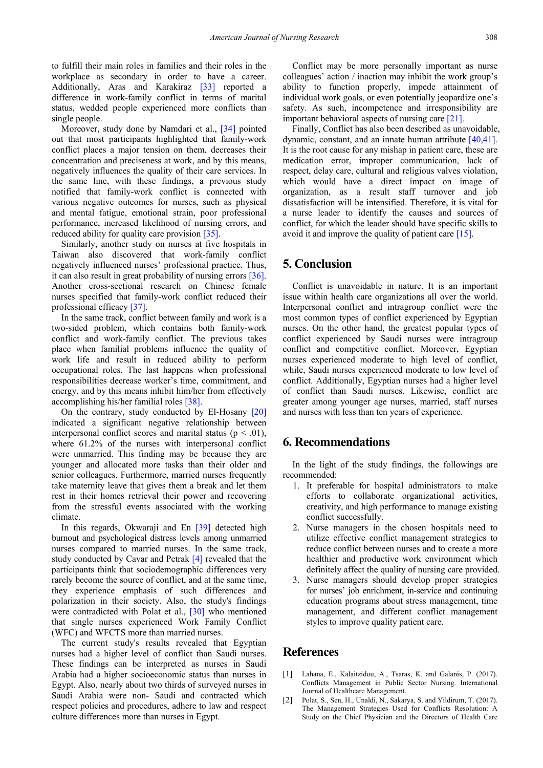to fulfill their main roles in families and their roles in the workplace as secondary in order to have a career. Additionally, Aras and Karakiraz [33] reported a difference in work-family conflict in terms of marital status, wedded people experienced more conflicts than single people.

Moreover, study done by Namdari et al., [34] pointed out that most participants highlighted that family-work conflict places a major tension on them, decreases their concentration and preciseness at work, and by this means, negatively influences the quality of their care services. In the same line, with these findings, a previous study notified that family-work conflict is connected with various negative outcomes for nurses, such as physical and mental fatigue, emotional strain, poor professional performance, increased likelihood of nursing errors, and reduced ability for quality care provision [35].

Similarly, another study on nurses at five hospitals in Taiwan also discovered that work-family conflict negatively influenced nurses' professional practice. Thus, it can also result in great probability of nursing errors [36]. Another cross-sectional research on Chinese female nurses specified that family-work conflict reduced their professional efficacy [37].

In the same track, conflict between family and work is a two-sided problem, which contains both family-work conflict and work-family conflict. The previous takes place when familial problems influence the quality of work life and result in reduced ability to perform occupational roles. The last happens when professional responsibilities decrease worker's time, commitment, and energy, and by this means inhibit him/her from effectively accomplishing his/her familial roles [38].

On the contrary, study conducted by El-Hosany [20] indicated a significant negative relationship between interpersonal conflict scores and marital status ($p < .01$), where 61.2% of the nurses with interpersonal conflict were unmarried. This finding may be because they are younger and allocated more tasks than their older and senior colleagues. Furthermore, married nurses frequently take maternity leave that gives them a break and let them rest in their homes retrieval their power and recovering from the stressful events associated with the working climate.

In this regards, Okwaraji and En [39] detected high burnout and psychological distress levels among unmarried nurses compared to married nurses. In the same track, study conducted by Cavar and Petrak [4] revealed that the participants think that sociodemographic differences very rarely become the source of conflict, and at the same time, they experience emphasis of such differences and polarization in their society. Also, the study's findings were contradicted with Polat et al., [30] who mentioned that single nurses experienced Work Family Conflict (WFC) and WFCTS more than married nurses.

The current study's results revealed that Egyptian nurses had a higher level of conflict than Saudi nurses. These findings can be interpreted as nurses in Saudi Arabia had a higher socioeconomic status than nurses in Egypt. Also, nearly about two thirds of surveyed nurses in Saudi Arabia were non- Saudi and contracted which respect policies and procedures, adhere to law and respect culture differences more than nurses in Egypt.

Conflict may be more personally important as nurse colleagues' action / inaction may inhibit the work group's ability to function properly, impede attainment of individual work goals, or even potentially jeopardize one's safety. As such, incompetence and irresponsibility are important behavioral aspects of nursing care [21].

Finally, Conflict has also been described as unavoidable, dynamic, constant, and an innate human attribute [40,41]. It is the root cause for any mishap in patient care, these are medication error, improper communication, lack of respect, delay care, cultural and religious valves violation, which would have a direct impact on image of organization, as a result staff turnover and job dissatisfaction will be intensified. Therefore, it is vital for a nurse leader to identify the causes and sources of conflict, for which the leader should have specific skills to avoid it and improve the quality of patient care [15].

## 5. Conclusion

Conflict is unavoidable in nature. It is an important issue within health care organizations all over the world. Interpersonal conflict and intragroup conflict were the most common types of conflict experienced by Egyptian nurses. On the other hand, the greatest popular types of conflict experienced by Saudi nurses were intragroup conflict and competitive conflict. Moreover, Egyptian nurses experienced moderate to high level of conflict, while, Saudi nurses experienced moderate to low level of conflict. Additionally, Egyptian nurses had a higher level of conflict than Saudi nurses. Likewise, conflict are greater among younger age nurses, married, staff nurses and nurses with less than ten years of experience.

## 6. Recommendations

In the light of the study findings, the followings are recommended:

1. It preferable for hospital administrators to make efforts to collaborate organizational activities, creativity, and high performance to manage existing conflict successfully.
2. Nurse managers in the chosen hospitals need to utilize effective conflict management strategies to reduce conflict between nurses and to create a more healthier and productive work environment which definitely affect the quality of nursing care provided.
3. Nurse managers should develop proper strategies for nurses' job enrichment, in-service and continuing education programs about stress management, time management, and different conflict management styles to improve quality patient care.

## References

[1] Lahana, E., Kalaitzidou, A., Tsaras, K. and Galanis, P. (2017). Conflicts Management in Public Sector Nursing. International Journal of Healthcare Management.

[2] Polat, S., Sen, H., Unaldi, N., Sakarya, S. and Yildirum, T. (2017). The Management Strategies Used for Conflicts Resolution: A Study on the Chief Physician and the Directors of Health Care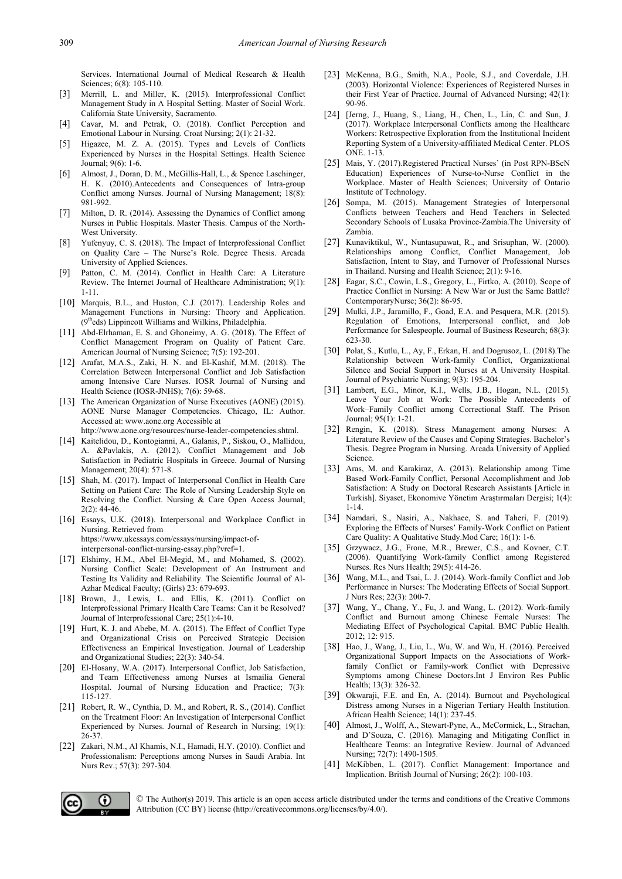Services. International Journal of Medical Research & Health Sciences; 6(8): 105-110.

[3] Merrill, L. and Miller, K. (2015). Interprofessional Conflict Management Study in A Hospital Setting. Master of Social Work. California State University, Sacramento.

[4] Cavar, M. and Petrak, O. (2018). Conflict Perception and Emotional Labour in Nursing. Croat Nursing; 2(1): 21-32.

[5] Higazee, M. Z. A. (2015). Types and Levels of Conflicts Experienced by Nurses in the Hospital Settings. Health Science Journal; 9(6): 1-6.

[6] Almost, J., Doran, D. M., McGillis-Hall, L., & Spence Laschinger, H. K. (2010).Antecedents and Consequences of Intra-group Conflict among Nurses. Journal of Nursing Management; 18(8): 981-992.

[7] Milton, D. R. (2014). Assessing the Dynamics of Conflict among Nurses in Public Hospitals. Master Thesis. Campus of the North-West University.

[8] Yufenyuy, C. S. (2018). The Impact of Interprofessional Conflict on Quality Care – The Nurse's Role. Degree Thesis. Arcada University of Applied Sciences.

[9] Patton, C. M. (2014). Conflict in Health Care: A Literature Review. The Internet Journal of Healthcare Administration; 9(1): 1-11.

[10] Marquis, B.L., and Huston, C.J. (2017). Leadership Roles and Management Functions in Nursing: Theory and Application. (9thede) Lippincott Williams and Wilkins, Philadelphia.

[11] Abd-Elrhaman, E. S. and Ghoneimy, A. G. (2018). The Effect of Conflict Management Program on Quality of Patient Care. American Journal of Nursing Science; 7(5): 192-201.

[12] Arafat, M.A.S., Zaki, H. N. and El-Kashif, M.M. (2018). The Correlation Between Interpersonal Conflict and Job Satisfaction among Intensive Care Nurses. IOSR Journal of Nursing and Health Science (IOSR-JNHS); 7(6): 59-68.

[13] The American Organization of Nurse Executives (AONE) (2015). AONE Nurse Manager Competencies. Chicago, IL: Author. Accessed at: www.aone.org Accessible at http://www.aone.org/resources/nurse-leader-competencies.shtml.

[14] Kaitelidou, D., Kontogianni, A., Galanis, P., Siskou, O., Mallidou, A. &Pavlakis, A. (2012). Conflict Management and Job Satisfaction in Pediatric Hospitals in Greece. Journal of Nursing Management; 20(4): 571-8.

[15] Shah, M. (2017). Impact of Interpersonal Conflict in Health Care Setting on Patient Care: The Role of Nursing Leadership Style on Resolving the Conflict. Nursing & Care Open Access Journal; 2(2): 44-46.

[16] Essays, U.K. (2018). Interpersonal and Workplace Conflict in Nursing. Retrieved from https://www.ukessays.com/essays/nursing/impact-of-interpersonal-conflict-nursing-essay.php?vref=1.

[17] Elshimy, H.M., Abel El-Megid, M., and Mohamed, S. (2002). Nursing Conflict Scale: Development of An Instrument and Testing Its Validity and Reliability. The Scientific Journal of Al-Azhar Medical Faculty; (Girls) 23: 679-693.

[18] Brown, J., Lewis, L. and Ellis, K. (2011). Conflict on Interprofessional Primary Health Care Teams: Can it be Resolved? Journal of Interprofessional Care; 25(1):4-10.

[19] Hurt, K. J. and Abebe, M. A. (2015). The Effect of Conflict Type and Organizational Crisis on Perceived Strategic Decision Effectiveness an Empirical Investigation. Journal of Leadership and Organizational Studies; 22(3): 340-54.

[20] El-Hosany, W.A. (2017). Interpersonal Conflict, Job Satisfaction, and Team Effectiveness among Nurses at Ismailia General Hospital. Journal of Nursing Education and Practice; 7(3): 115-127.

[21] Robert, R. W., Cynthia, D. M., and Robert, R. S., (2014). Conflict on the Treatment Floor: An Investigation of Interpersonal Conflict Experienced by Nurses. Journal of Research in Nursing; 19(1): 26-37.

[22] Zakari, N.M., Al Khamis, N.I., Hamadi, H.Y. (2010). Conflict and Professionalism: Perceptions among Nurses in Saudi Arabia. Int Nurs Rev.; 57(3): 297-304.

[23] McKenna, B.G., Smith, N.A., Poole, S.J., and Coverdale, J.H. (2003). Horizontal Violence: Experiences of Registered Nurses in their First Year of Practice. Journal of Advanced Nursing; 42(1): 90-96.

[24] [Jerng, J., Huang, S., Liang, H., Chen, L., Lin, C. and Sun, J. (2017). Workplace Interpersonal Conflicts among the Healthcare Workers: Retrospective Exploration from the Institutional Incident Reporting System of a University-affiliated Medical Center. PLOS ONE. 1-13.

[25] Mais, Y. (2017).Registered Practical Nurses' (in Post RPN-BScN Education) Experiences of Nurse-to-Nurse Conflict in the Workplace. Master of Health Sciences; University of Ontario Institute of Technology.

[26] Sompa, M. (2015). Management Strategies of Interpersonal Conflicts between Teachers and Head Teachers in Selected Secondary Schools of Lusaka Province-Zambia.The University of Zambia.

[27] Kunaviktikul, W., Nuntasupawat, R., and Srisuphan, W. (2000). Relationships among Conflict, Conflict Management, Job Satisfaction, Intent to Stay, and Turnover of Professional Nurses in Thailand. Nursing and Health Science; 2(1): 9-16.

[28] Eagar, S.C., Cowin, L.S., Gregory, L., Firtko, A. (2010). Scope of Practice Conflict in Nursing: A New War or Just the Same Battle? ContemporaryNurse; 36(2): 86-95.

[29] Mulki, J.P., Jaramillo, F., Goad, E.A. and Pesquera, M.R. (2015). Regulation of Emotions, Interpersonal conflict, and Job Performance for Salespeople. Journal of Business Research; 68(3): 623-30.

[30] Polat, S., Kutlu, L., Ay, F., Erkan, H. and Dogrusoz, L. (2018).The Relationship between Work-family Conflict, Organizational Silence and Social Support in Nurses at A University Hospital. Journal of Psychiatric Nursing; 9(3): 195-204.

[31] Lambert, E.G., Minor, K.I., Wells, J.B., Hogan, N.L. (2015). Leave Your Job at Work: The Possible Antecedents of Work–Family Conflict among Correctional Staff. The Prison Journal; 95(1): 1-21.

[32] Rengin, K. (2018). Stress Management among Nurses: A Literature Review of the Causes and Coping Strategies. Bachelor's Thesis. Degree Program in Nursing. Arcada University of Applied Science.

[33] Aras, M. and Karakiraz, A. (2013). Relationship among Time Based Work-Family Conflict, Personal Accomplishment and Job Satisfaction: A Study on Doctoral Research Assistants [Article in Turkish]. Siyaset, Ekonomive Yönetim Araştırmaları Dergisi; 1(4): 1-14.

[34] Namdari, S., Nasiri, A., Nakhaee, S. and Taheri, F. (2019). Exploring the Effects of Nurses' Family-Work Conflict on Patient Care Quality: A Qualitative Study.Mod Care; 16(1): 1-6.

[35] Grzywacz, J.G., Frone, M.R., Brewer, C.S., and Kovner, C.T. (2006). Quantifying Work-family Conflict among Registered Nurses. Res Nurs Health; 29(5): 414-26.

[36] Wang, M.L., and Tsai, L. J. (2014). Work-family Conflict and Job Performance in Nurses: The Moderating Effects of Social Support. J Nurs Res; 22(3): 200-7.

[37] Wang, Y., Chang, Y., Fu, J. and Wang, L. (2012). Work-family Conflict and Burnout among Chinese Female Nurses: The Mediating Effect of Psychological Capital. BMC Public Health. 2012; 12: 915.

[38] Hao, J., Wang, J., Liu, L., Wu, W. and Wu, H. (2016). Perceived Organizational Support Impacts on the Associations of Work-family Conflict or Family-work Conflict with Depressive Symptoms among Chinese Doctors.Int J Environ Res Public Health; 13(3): 326-32.

[39] Okwaraji, F.E. and En, A. (2014). Burnout and Psychological Distress among Nurses in a Nigerian Tertiary Health Institution. African Health Science; 14(1): 237-45.

[40] Almost, J., Wolff, A., Stewart-Pyne, A., McCormick, L., Strachan, and D'Souza, C. (2016). Managing and Mitigating Conflict in Healthcare Teams: an Integrative Review. Journal of Advanced Nursing; 72(7): 1490-1505.

[41] McKibben, L. (2017). Conflict Management: Importance and Implication. British Journal of Nursing; 26(2): 100-103.

© The Author(s) 2019. This article is an open access article distributed under the terms and conditions of the Creative Commons Attribution (CC BY) license (http://creativecommons.org/licenses/by/4.0/).